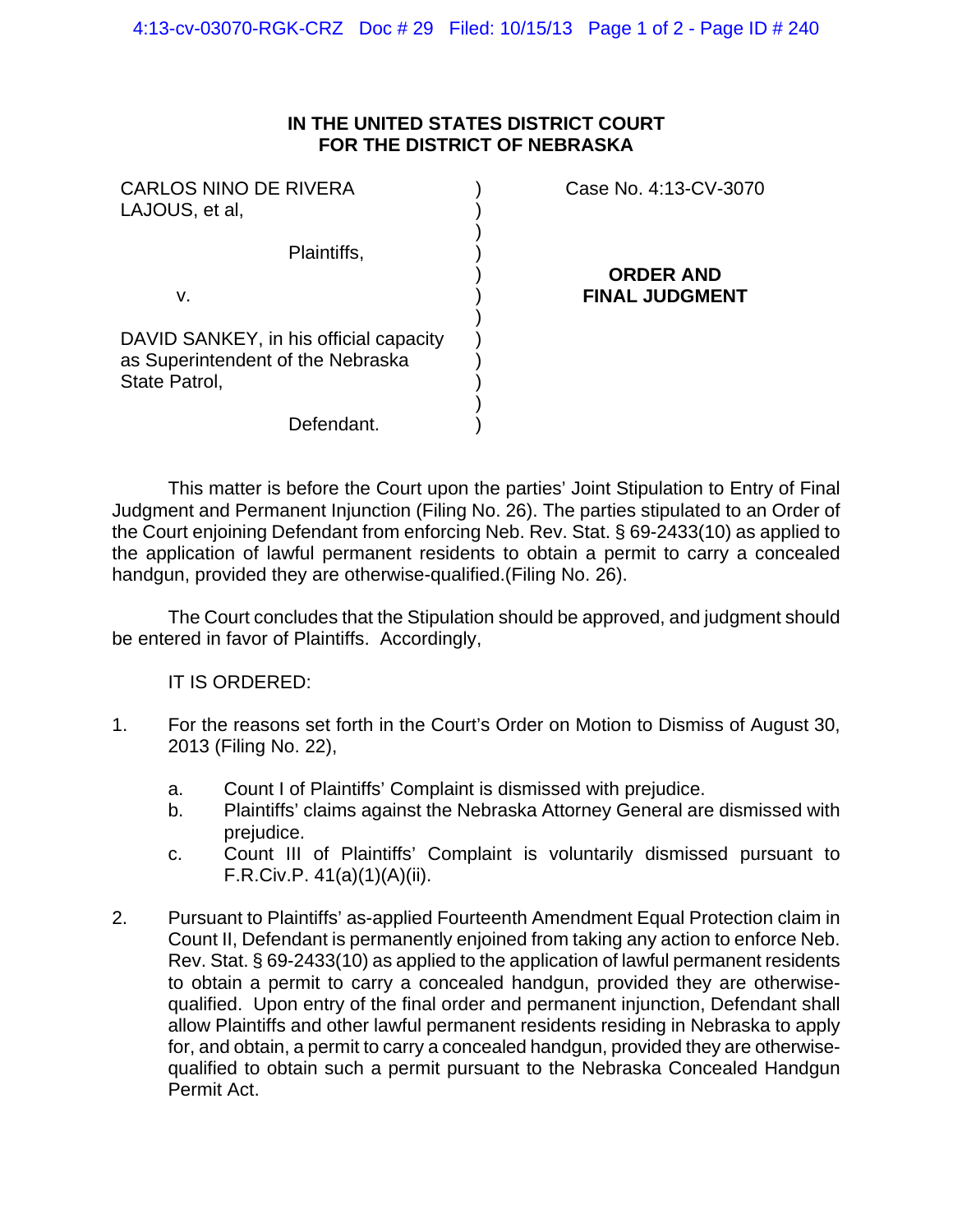**IN THE UNITED STATES DISTRICT COURT**
**FOR THE DISTRICT OF NEBRASKA**

CARLOS NINO DE RIVERA LAJOUS, et al,

Plaintiffs,

v.

DAVID SANKEY, in his official capacity as Superintendent of the Nebraska State Patrol,

Defendant.

Case No. 4:13-CV-3070

**ORDER AND FINAL JUDGMENT**

This matter is before the Court upon the parties' Joint Stipulation to Entry of Final Judgment and Permanent Injunction (Filing No. 26). The parties stipulated to an Order of the Court enjoining Defendant from enforcing Neb. Rev. Stat. § 69-2433(10) as applied to the application of lawful permanent residents to obtain a permit to carry a concealed handgun, provided they are otherwise-qualified.(Filing No. 26).

The Court concludes that the Stipulation should be approved, and judgment should be entered in favor of Plaintiffs. Accordingly,

IT IS ORDERED:

1. For the reasons set forth in the Court's Order on Motion to Dismiss of August 30, 2013 (Filing No. 22),

   a. Count I of Plaintiffs' Complaint is dismissed with prejudice.
   b. Plaintiffs' claims against the Nebraska Attorney General are dismissed with prejudice.
   c. Count III of Plaintiffs' Complaint is voluntarily dismissed pursuant to F.R.Civ.P. 41(a)(1)(A)(ii).

2. Pursuant to Plaintiffs' as-applied Fourteenth Amendment Equal Protection claim in Count II, Defendant is permanently enjoined from taking any action to enforce Neb. Rev. Stat. § 69-2433(10) as applied to the application of lawful permanent residents to obtain a permit to carry a concealed handgun, provided they are otherwise-qualified. Upon entry of the final order and permanent injunction, Defendant shall allow Plaintiffs and other lawful permanent residents residing in Nebraska to apply for, and obtain, a permit to carry a concealed handgun, provided they are otherwise-qualified to obtain such a permit pursuant to the Nebraska Concealed Handgun Permit Act.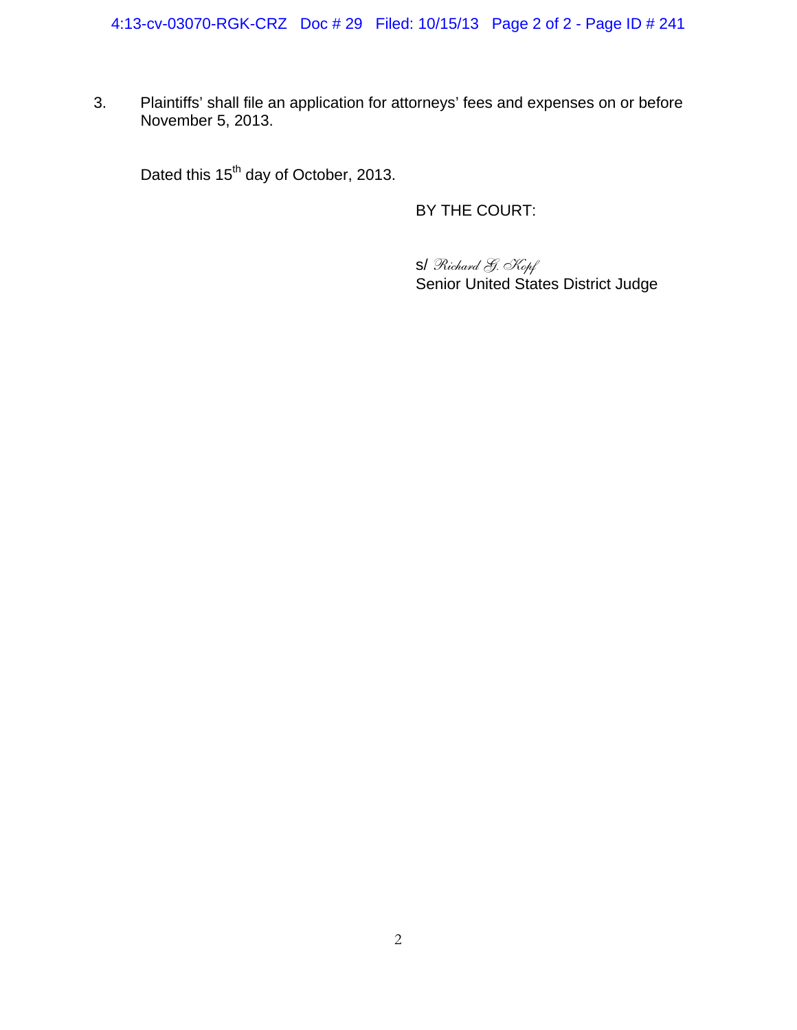3. Plaintiffs' shall file an application for attorneys' fees and expenses on or before November 5, 2013.

Dated this 15th day of October, 2013.

BY THE COURT:

s/ *Richard G. Kopf*  
Senior United States District Judge